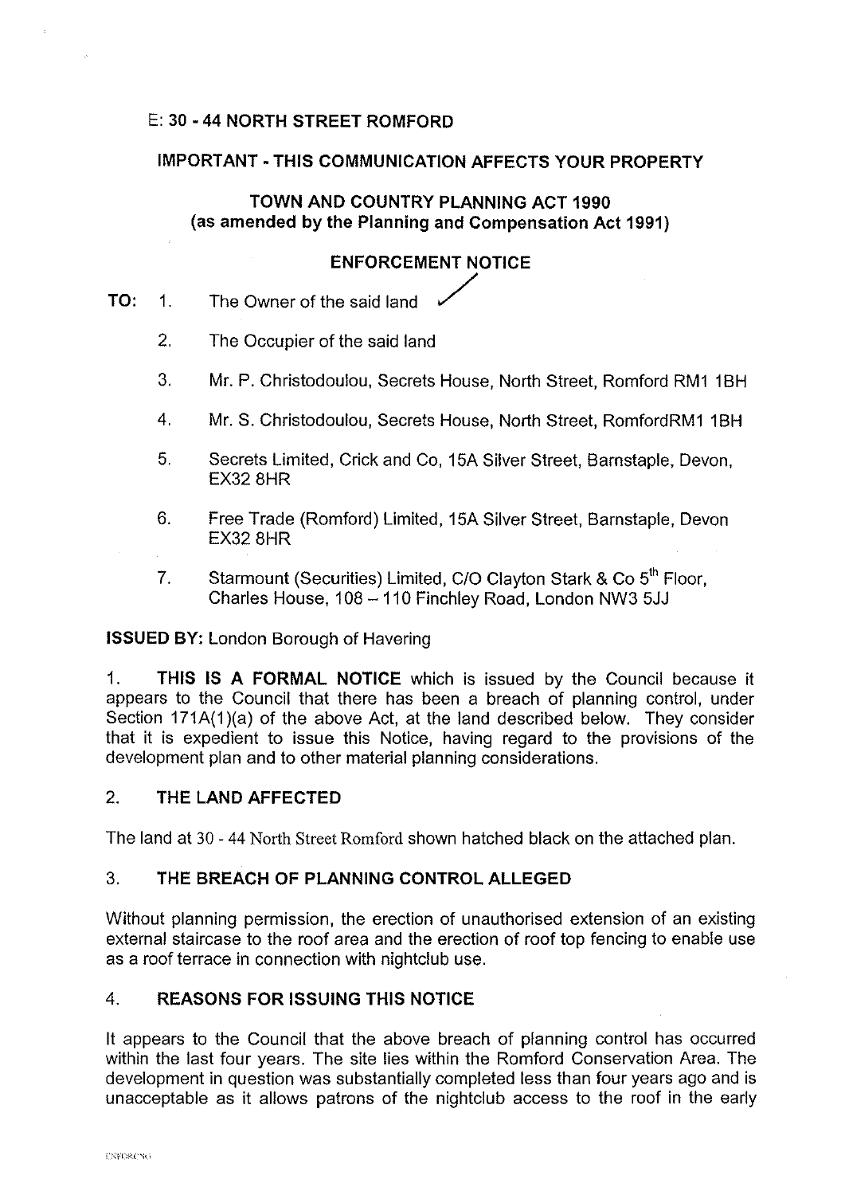E: **30 - 44 NORTH STREET ROMFORD**

**IMPORTANT - THIS COMMUNICATION AFFECTS YOUR PROPERTY**

**TOWN AND COUNTRY PLANNING ACT 1990**
**(as amended by the Planning and Compensation Act 1991)**

**ENFORCEMENT NOTICE**

**TO:**
1. The Owner of the said land
2. The Occupier of the said land
3. Mr. P. Christodoulou, Secrets House, North Street, Romford RM1 1BH
4. Mr. S. Christodoulou, Secrets House, North Street, RomfordRM1 1BH
5. Secrets Limited, Crick and Co, 15A Silver Street, Barnstaple, Devon, EX32 8HR
6. Free Trade (Romford) Limited, 15A Silver Street, Barnstaple, Devon EX32 8HR
7. Starmount (Securities) Limited, C/O Clayton Stark & Co 5th Floor, Charles House, 108 – 110 Finchley Road, London NW3 5JJ

**ISSUED BY:** London Borough of Havering

1. **THIS IS A FORMAL NOTICE** which is issued by the Council because it appears to the Council that there has been a breach of planning control, under Section 171A(1)(a) of the above Act, at the land described below. They consider that it is expedient to issue this Notice, having regard to the provisions of the development plan and to other material planning considerations.

## 2. THE LAND AFFECTED

The land at 30 - 44 North Street Romford shown hatched black on the attached plan.

## 3. THE BREACH OF PLANNING CONTROL ALLEGED

Without planning permission, the erection of unauthorised extension of an existing external staircase to the roof area and the erection of roof top fencing to enable use as a roof terrace in connection with nightclub use.

## 4. REASONS FOR ISSUING THIS NOTICE

It appears to the Council that the above breach of planning control has occurred within the last four years. The site lies within the Romford Conservation Area. The development in question was substantially completed less than four years ago and is unacceptable as it allows patrons of the nightclub access to the roof in the early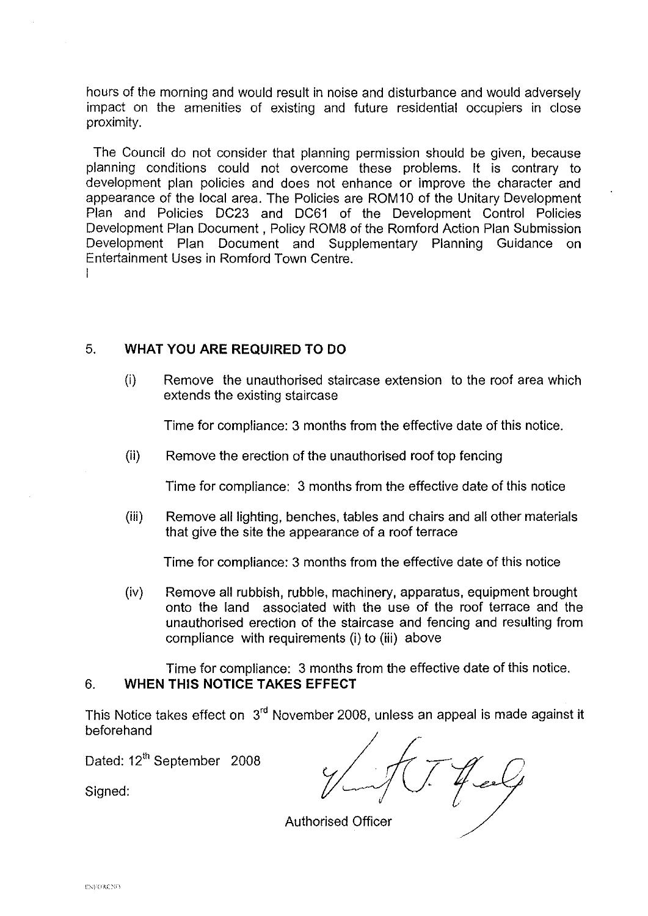hours of the morning and would result in noise and disturbance and would adversely impact on the amenities of existing and future residential occupiers in close proximity.

The Council do not consider that planning permission should be given, because planning conditions could not overcome these problems. It is contrary to development plan policies and does not enhance or improve the character and appearance of the local area. The Policies are ROM10 of the Unitary Development Plan and Policies DC23 and DC61 of the Development Control Policies Development Plan Document , Policy ROM8 of the Romford Action Plan Submission Development Plan Document and Supplementary Planning Guidance on Entertainment Uses in Romford Town Centre.

## 5. WHAT YOU ARE REQUIRED TO DO

(i) Remove the unauthorised staircase extension to the roof area which extends the existing staircase

Time for compliance: 3 months from the effective date of this notice.

(ii) Remove the erection of the unauthorised roof top fencing

Time for compliance: 3 months from the effective date of this notice

(iii) Remove all lighting, benches, tables and chairs and all other materials that give the site the appearance of a roof terrace

Time for compliance: 3 months from the effective date of this notice

(iv) Remove all rubbish, rubble, machinery, apparatus, equipment brought onto the land associated with the use of the roof terrace and the unauthorised erection of the staircase and fencing and resulting from compliance with requirements (i) to (iii) above

Time for compliance: 3 months from the effective date of this notice.

## 6. WHEN THIS NOTICE TAKES EFFECT

This Notice takes effect on 3rd November 2008, unless an appeal is made against it beforehand

Dated: 12th September 2008

Signed:

Authorised Officer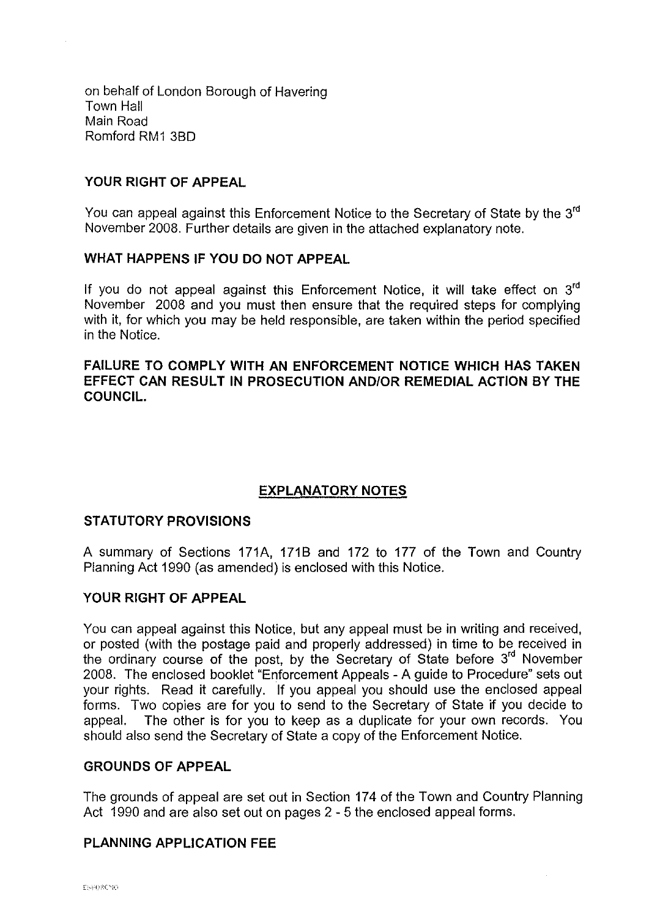on behalf of London Borough of Havering
Town Hall
Main Road
Romford RM1 3BD

**YOUR RIGHT OF APPEAL**

You can appeal against this Enforcement Notice to the Secretary of State by the 3rd November 2008. Further details are given in the attached explanatory note.

**WHAT HAPPENS IF YOU DO NOT APPEAL**

If you do not appeal against this Enforcement Notice, it will take effect on 3rd November 2008 and you must then ensure that the required steps for complying with it, for which you may be held responsible, are taken within the period specified in the Notice.

**FAILURE TO COMPLY WITH AN ENFORCEMENT NOTICE WHICH HAS TAKEN EFFECT CAN RESULT IN PROSECUTION AND/OR REMEDIAL ACTION BY THE COUNCIL.**

## EXPLANATORY NOTES

**STATUTORY PROVISIONS**

A summary of Sections 171A, 171B and 172 to 177 of the Town and Country Planning Act 1990 (as amended) is enclosed with this Notice.

**YOUR RIGHT OF APPEAL**

You can appeal against this Notice, but any appeal must be in writing and received, or posted (with the postage paid and properly addressed) in time to be received in the ordinary course of the post, by the Secretary of State before 3rd November 2008. The enclosed booklet "Enforcement Appeals - A guide to Procedure" sets out your rights. Read it carefully. If you appeal you should use the enclosed appeal forms. Two copies are for you to send to the Secretary of State if you decide to appeal. The other is for you to keep as a duplicate for your own records. You should also send the Secretary of State a copy of the Enforcement Notice.

**GROUNDS OF APPEAL**

The grounds of appeal are set out in Section 174 of the Town and Country Planning Act 1990 and are also set out on pages 2 - 5 the enclosed appeal forms.

**PLANNING APPLICATION FEE**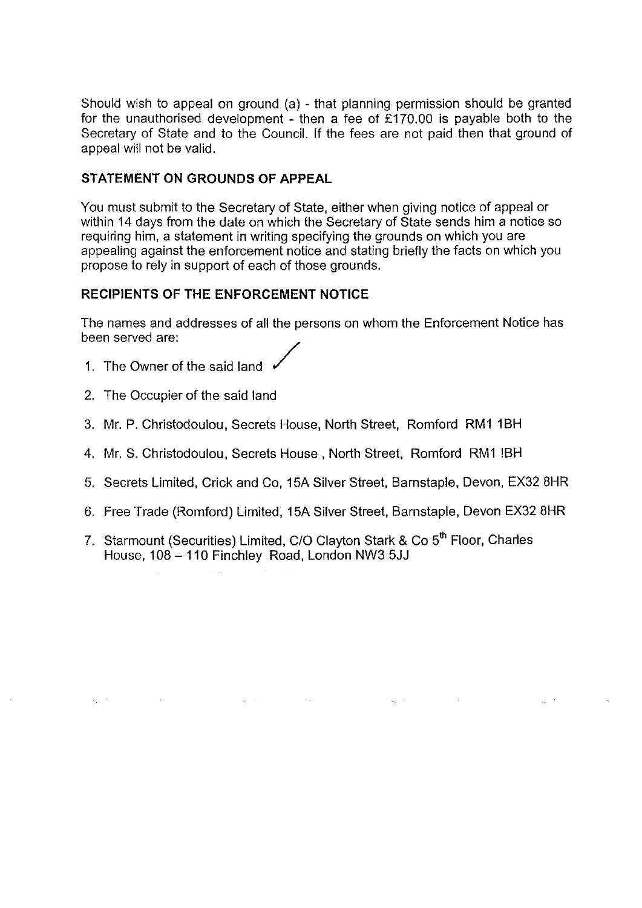Should wish to appeal on ground (a) - that planning permission should be granted for the unauthorised development - then a fee of £170.00 is payable both to the Secretary of State and to the Council. If the fees are not paid then that ground of appeal will not be valid.

**STATEMENT ON GROUNDS OF APPEAL**

You must submit to the Secretary of State, either when giving notice of appeal or within 14 days from the date on which the Secretary of State sends him a notice so requiring him, a statement in writing specifying the grounds on which you are appealing against the enforcement notice and stating briefly the facts on which you propose to rely in support of each of those grounds.

**RECIPIENTS OF THE ENFORCEMENT NOTICE**

The names and addresses of all the persons on whom the Enforcement Notice has been served are:

1. The Owner of the said land
2. The Occupier of the said land
3. Mr. P. Christodoulou, Secrets House, North Street, Romford RM1 1BH
4. Mr. S. Christodoulou, Secrets House , North Street, Romford RM1 !BH
5. Secrets Limited, Crick and Co, 15A Silver Street, Barnstaple, Devon, EX32 8HR
6. Free Trade (Romford) Limited, 15A Silver Street, Barnstaple, Devon EX32 8HR
7. Starmount (Securities) Limited, C/O Clayton Stark & Co 5th Floor, Charles House, 108 – 110 Finchley Road, London NW3 5JJ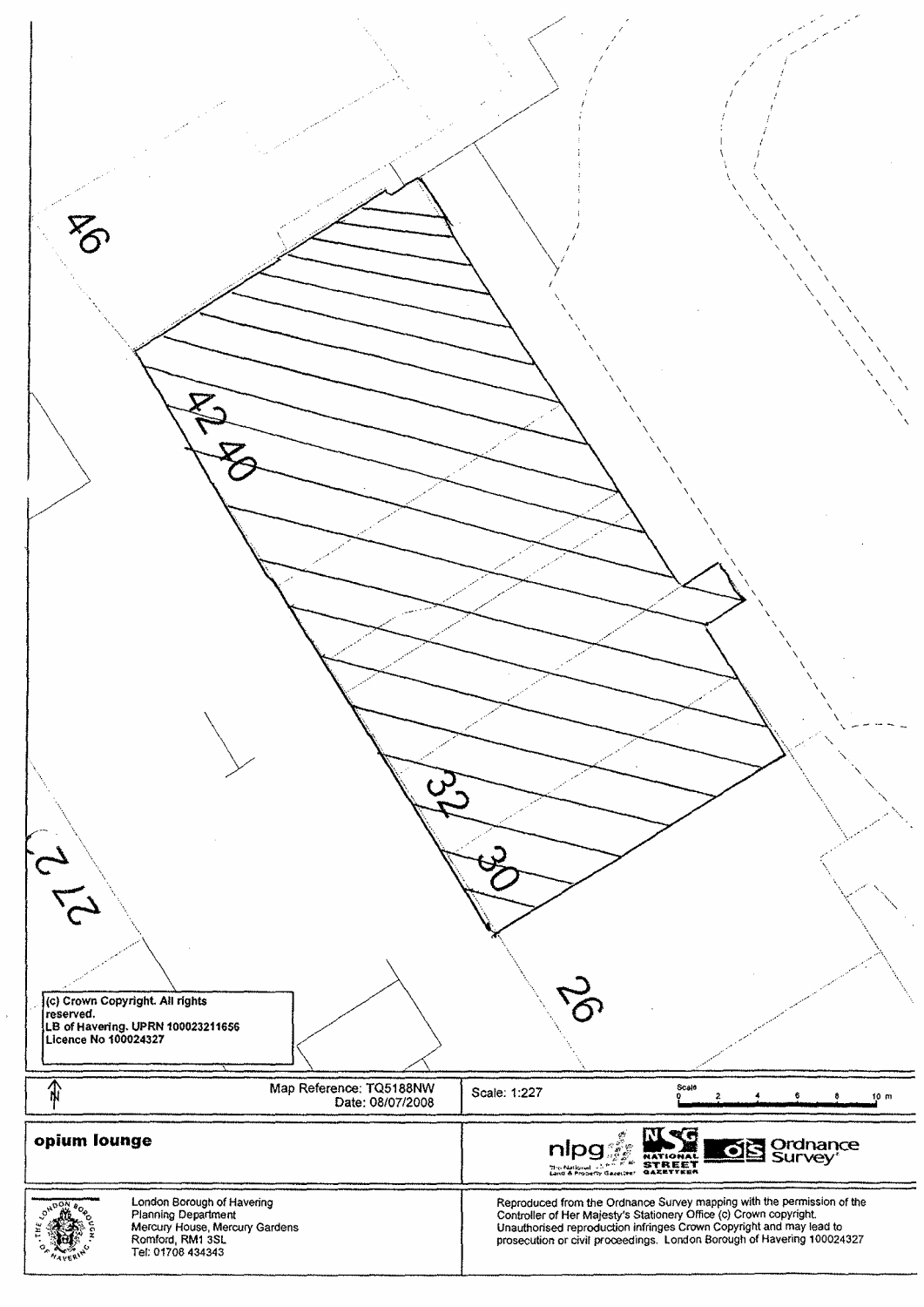46

42 40

32

30

26

27 2

(c) Crown Copyright. All rights reserved.
LB of Havering. UPRN 100023211656
Licence No 100024327

| | | |
|---|---|---|
| N | Map Reference: TQ5188NW<br>Date: 08/07/2008 | Scale: 1:227 |

Scale
0 2 4 6 8 10 m

**opium lounge**

nlpg — The National Land & Property Gazetteer

NSG — NATIONAL STREET GAZETTEER

OS — Ordnance Survey

THE LONDON BOROUGH OF HAVERING

London Borough of Havering
Planning Department
Mercury House, Mercury Gardens
Romford, RM1 3SL
Tel: 01708 434343

Reproduced from the Ordnance Survey mapping with the permission of the Controller of Her Majesty's Stationery Office (c) Crown copyright. Unauthorised reproduction infringes Crown Copyright and may lead to prosecution or civil proceedings. London Borough of Havering 100024327